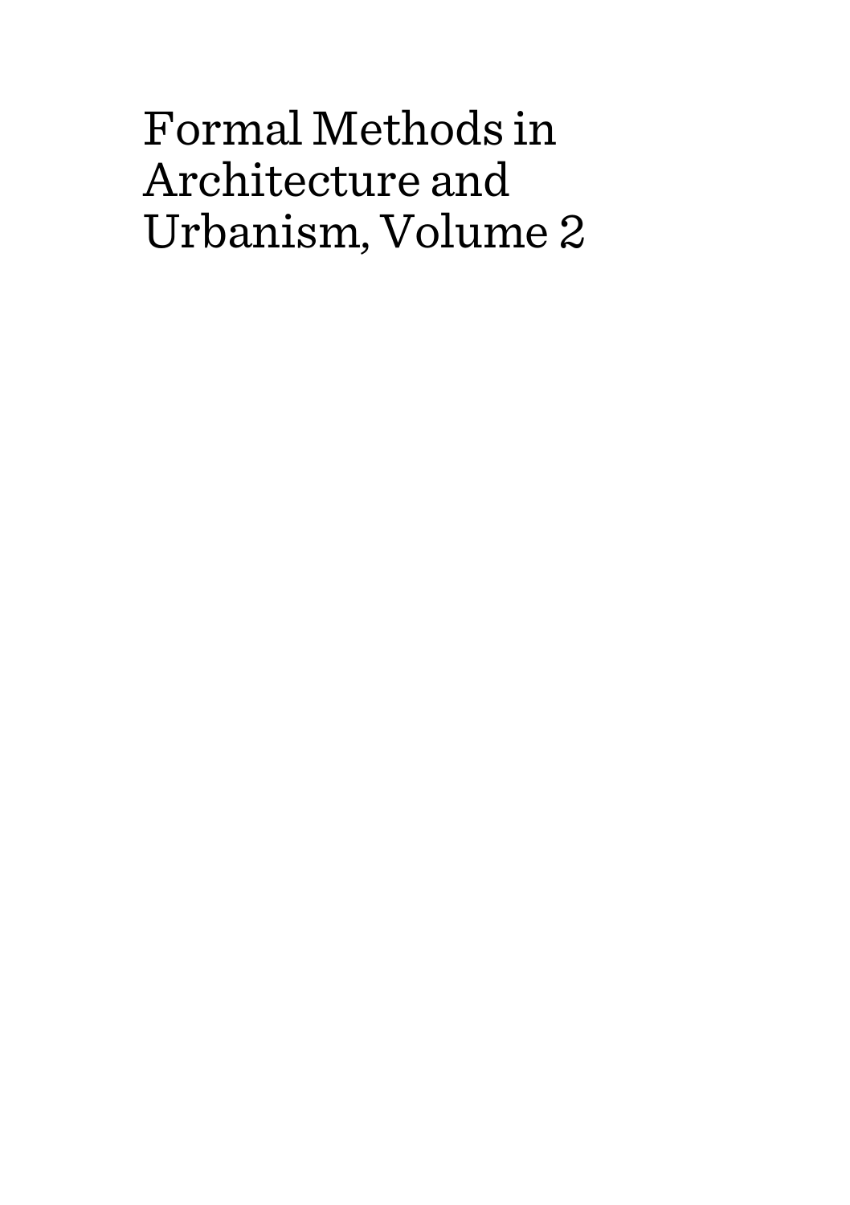# Formal Methods in Architecture and Urbanism, Volume 2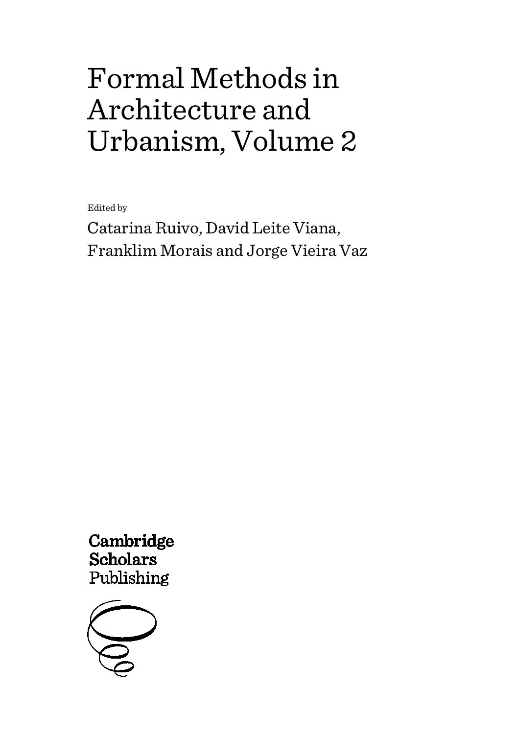# Formal Methods in Architecture and Urbanism, Volume 2

Edited by

Catarina Ruivo, David Leite Viana, Franklim Morais and Jorge Vieira Vaz

Cambridge Scholars Publishing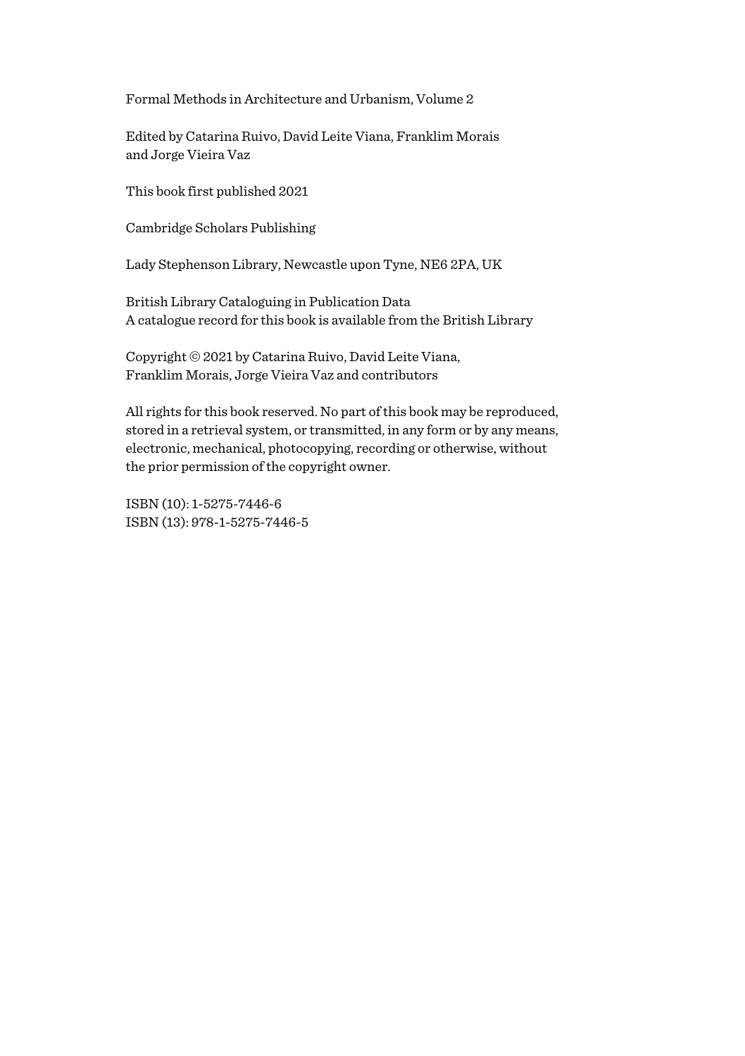Formal Methods in Architecture and Urbanism, Volume 2

Edited by Catarina Ruivo, David Leite Viana, Franklim Morais and Jorge Vieira Vaz

This book first published 2021

Cambridge Scholars Publishing

Lady Stephenson Library, Newcastle upon Tyne, NE6 2PA, UK

British Library Cataloguing in Publication Data
A catalogue record for this book is available from the British Library

Copyright © 2021 by Catarina Ruivo, David Leite Viana, Franklim Morais, Jorge Vieira Vaz and contributors

All rights for this book reserved. No part of this book may be reproduced, stored in a retrieval system, or transmitted, in any form or by any means, electronic, mechanical, photocopying, recording or otherwise, without the prior permission of the copyright owner.

ISBN (10): 1-5275-7446-6
ISBN (13): 978-1-5275-7446-5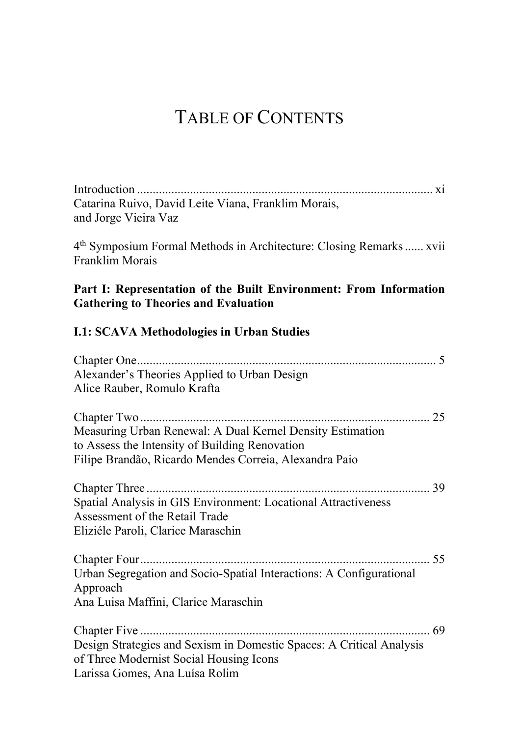# TABLE OF CONTENTS

Introduction ............................................................................................. xi
Catarina Ruivo, David Leite Viana, Franklim Morais, and Jorge Vieira Vaz

4th Symposium Formal Methods in Architecture: Closing Remarks ...... xvii
Franklim Morais

**Part I: Representation of the Built Environment: From Information Gathering to Theories and Evaluation**

**I.1: SCAVA Methodologies in Urban Studies**

Chapter One ............................................................................................... 5
Alexander's Theories Applied to Urban Design
Alice Rauber, Romulo Krafta

Chapter Two ............................................................................................. 25
Measuring Urban Renewal: A Dual Kernel Density Estimation to Assess the Intensity of Building Renovation
Filipe Brandão, Ricardo Mendes Correia, Alexandra Paio

Chapter Three ........................................................................................... 39
Spatial Analysis in GIS Environment: Locational Attractiveness Assessment of the Retail Trade
Eliziéle Paroli, Clarice Maraschin

Chapter Four ............................................................................................. 55
Urban Segregation and Socio-Spatial Interactions: A Configurational Approach
Ana Luisa Maffini, Clarice Maraschin

Chapter Five ............................................................................................. 69
Design Strategies and Sexism in Domestic Spaces: A Critical Analysis of Three Modernist Social Housing Icons
Larissa Gomes, Ana Luísa Rolim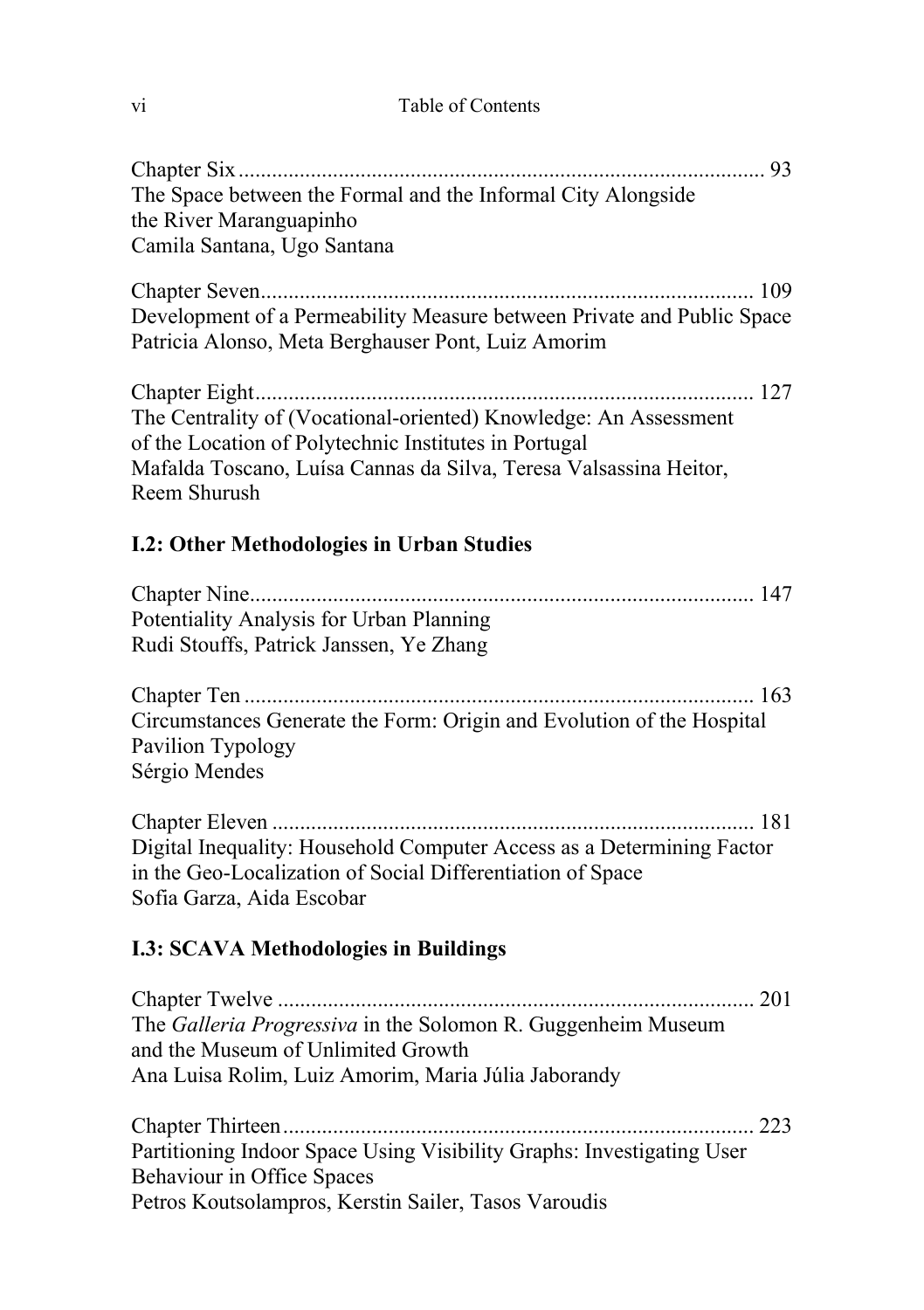Chapter Six ............................................................................................. 93
The Space between the Formal and the Informal City Alongside the River Maranguapinho
Camila Santana, Ugo Santana

Chapter Seven........................................................................................ 109
Development of a Permeability Measure between Private and Public Space
Patricia Alonso, Meta Berghauser Pont, Luiz Amorim

Chapter Eight......................................................................................... 127
The Centrality of (Vocational-oriented) Knowledge: An Assessment of the Location of Polytechnic Institutes in Portugal
Mafalda Toscano, Luísa Cannas da Silva, Teresa Valsassina Heitor, Reem Shurush

### I.2: Other Methodologies in Urban Studies

Chapter Nine.......................................................................................... 147
Potentiality Analysis for Urban Planning
Rudi Stouffs, Patrick Janssen, Ye Zhang

Chapter Ten ........................................................................................... 163
Circumstances Generate the Form: Origin and Evolution of the Hospital Pavilion Typology
Sérgio Mendes

Chapter Eleven ...................................................................................... 181
Digital Inequality: Household Computer Access as a Determining Factor in the Geo-Localization of Social Differentiation of Space
Sofia Garza, Aida Escobar

### I.3: SCAVA Methodologies in Buildings

Chapter Twelve ..................................................................................... 201
The *Galleria Progressiva* in the Solomon R. Guggenheim Museum and the Museum of Unlimited Growth
Ana Luisa Rolim, Luiz Amorim, Maria Júlia Jaborandy

Chapter Thirteen.................................................................................... 223
Partitioning Indoor Space Using Visibility Graphs: Investigating User Behaviour in Office Spaces
Petros Koutsolampros, Kerstin Sailer, Tasos Varoudis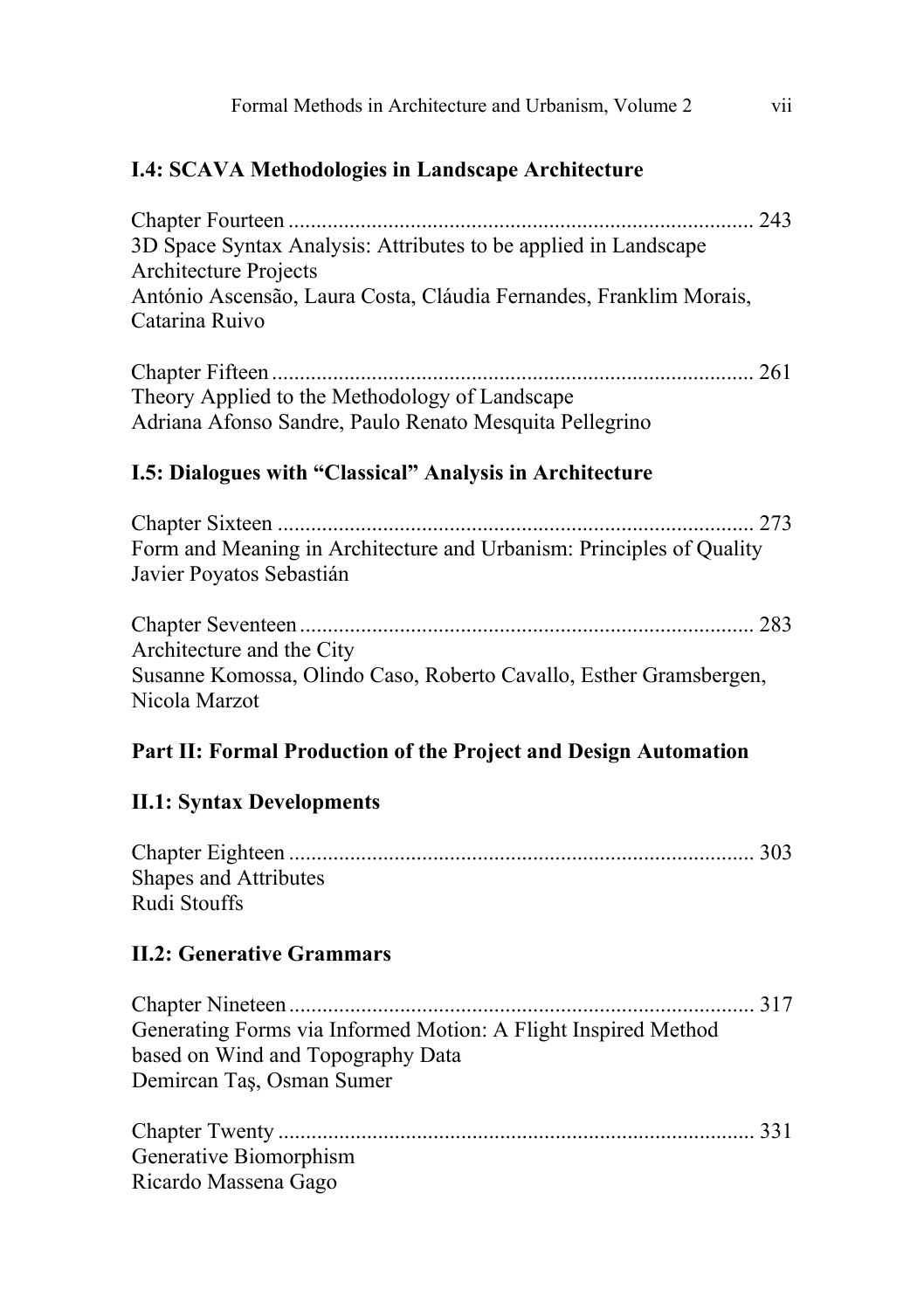### I.4: SCAVA Methodologies in Landscape Architecture

Chapter Fourteen ..................................................................................... 243
3D Space Syntax Analysis: Attributes to be applied in Landscape Architecture Projects
António Ascensão, Laura Costa, Cláudia Fernandes, Franklim Morais, Catarina Ruivo

Chapter Fifteen ....................................................................................... 261
Theory Applied to the Methodology of Landscape
Adriana Afonso Sandre, Paulo Renato Mesquita Pellegrino

### I.5: Dialogues with "Classical" Analysis in Architecture

Chapter Sixteen ...................................................................................... 273
Form and Meaning in Architecture and Urbanism: Principles of Quality
Javier Poyatos Sebastián

Chapter Seventeen .................................................................................. 283
Architecture and the City
Susanne Komossa, Olindo Caso, Roberto Cavallo, Esther Gramsbergen, Nicola Marzot

## Part II: Formal Production of the Project and Design Automation

### II.1: Syntax Developments

Chapter Eighteen .................................................................................... 303
Shapes and Attributes
Rudi Stouffs

### II.2: Generative Grammars

Chapter Nineteen .................................................................................... 317
Generating Forms via Informed Motion: A Flight Inspired Method based on Wind and Topography Data
Demircan Taş, Osman Sumer

Chapter Twenty ...................................................................................... 331
Generative Biomorphism
Ricardo Massena Gago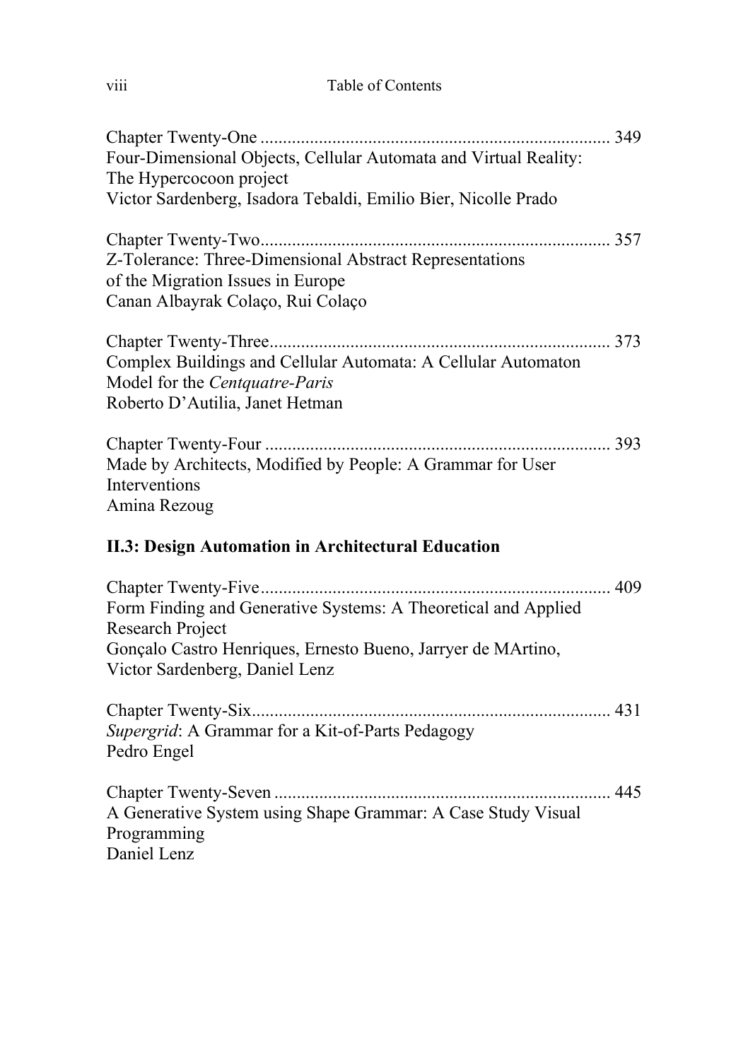Chapter Twenty-One ............................................................................ 349
Four-Dimensional Objects, Cellular Automata and Virtual Reality: The Hypercocoon project
Victor Sardenberg, Isadora Tebaldi, Emilio Bier, Nicolle Prado

Chapter Twenty-Two............................................................................ 357
Z-Tolerance: Three-Dimensional Abstract Representations of the Migration Issues in Europe
Canan Albayrak Colaço, Rui Colaço

Chapter Twenty-Three.......................................................................... 373
Complex Buildings and Cellular Automata: A Cellular Automaton Model for the *Centquatre-Paris*
Roberto D'Autilia, Janet Hetman

Chapter Twenty-Four ........................................................................... 393
Made by Architects, Modified by People: A Grammar for User Interventions
Amina Rezoug

## II.3: Design Automation in Architectural Education

Chapter Twenty-Five............................................................................ 409
Form Finding and Generative Systems: A Theoretical and Applied Research Project
Gonçalo Castro Henriques, Ernesto Bueno, Jarryer de MArtino, Victor Sardenberg, Daniel Lenz

Chapter Twenty-Six.............................................................................. 431
*Supergrid*: A Grammar for a Kit-of-Parts Pedagogy
Pedro Engel

Chapter Twenty-Seven ......................................................................... 445
A Generative System using Shape Grammar: A Case Study Visual Programming
Daniel Lenz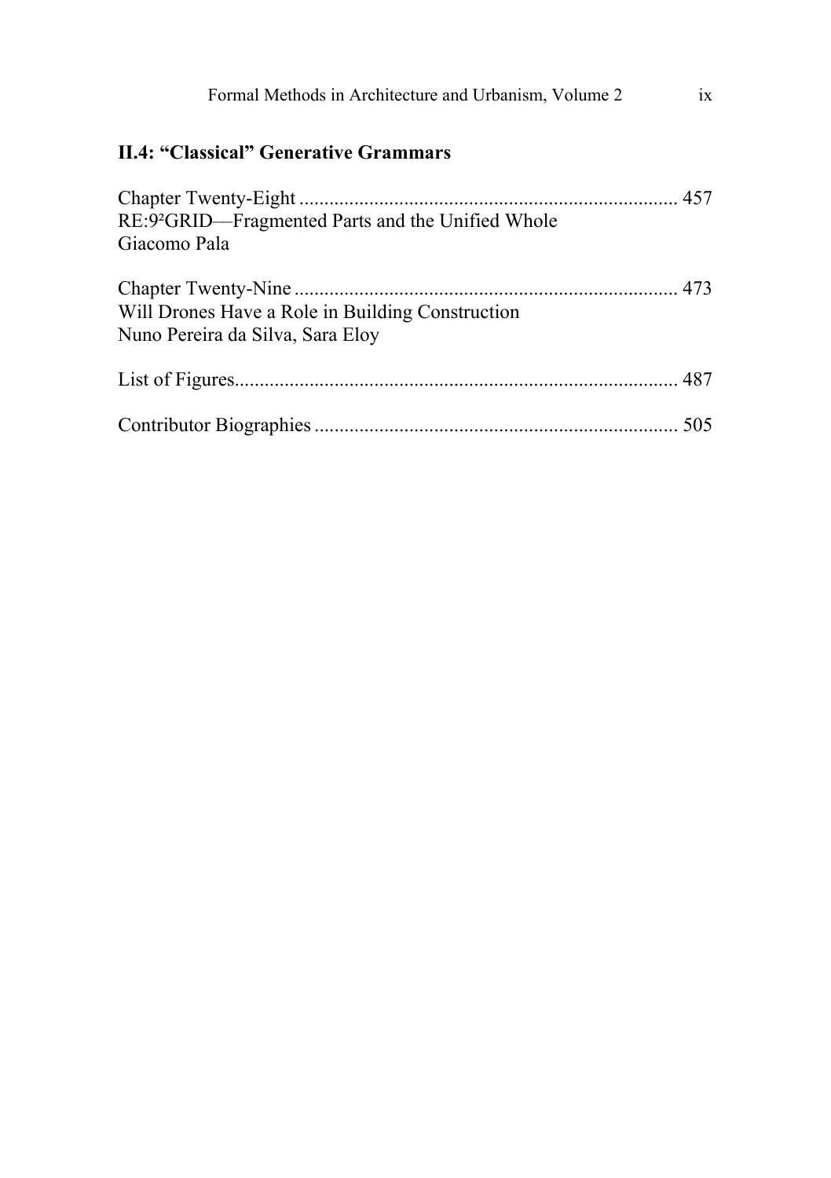## II.4: "Classical" Generative Grammars

Chapter Twenty-Eight ........................................................................... 457
RE:9²GRID—Fragmented Parts and the Unified Whole
Giacomo Pala

Chapter Twenty-Nine ............................................................................ 473
Will Drones Have a Role in Building Construction
Nuno Pereira da Silva, Sara Eloy

List of Figures........................................................................................ 487

Contributor Biographies ........................................................................ 505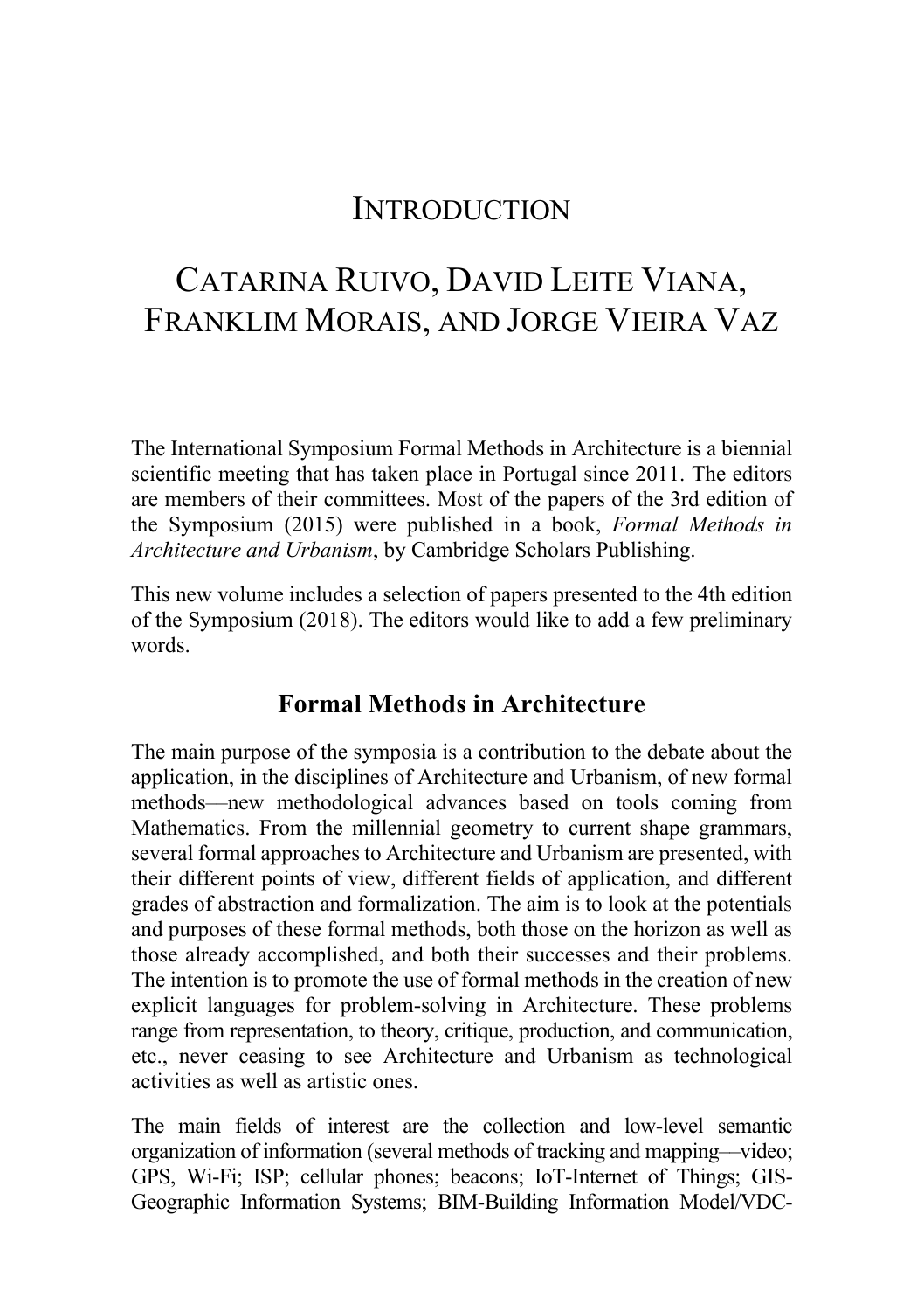# Introduction

## Catarina Ruivo, David Leite Viana, Franklim Morais, and Jorge Vieira Vaz

The International Symposium Formal Methods in Architecture is a biennial scientific meeting that has taken place in Portugal since 2011. The editors are members of their committees. Most of the papers of the 3rd edition of the Symposium (2015) were published in a book, *Formal Methods in Architecture and Urbanism*, by Cambridge Scholars Publishing.

This new volume includes a selection of papers presented to the 4th edition of the Symposium (2018). The editors would like to add a few preliminary words.

### Formal Methods in Architecture

The main purpose of the symposia is a contribution to the debate about the application, in the disciplines of Architecture and Urbanism, of new formal methods—new methodological advances based on tools coming from Mathematics. From the millennial geometry to current shape grammars, several formal approaches to Architecture and Urbanism are presented, with their different points of view, different fields of application, and different grades of abstraction and formalization. The aim is to look at the potentials and purposes of these formal methods, both those on the horizon as well as those already accomplished, and both their successes and their problems. The intention is to promote the use of formal methods in the creation of new explicit languages for problem-solving in Architecture. These problems range from representation, to theory, critique, production, and communication, etc., never ceasing to see Architecture and Urbanism as technological activities as well as artistic ones.

The main fields of interest are the collection and low-level semantic organization of information (several methods of tracking and mapping—video; GPS, Wi-Fi; ISP; cellular phones; beacons; IoT-Internet of Things; GIS-Geographic Information Systems; BIM-Building Information Model/VDC-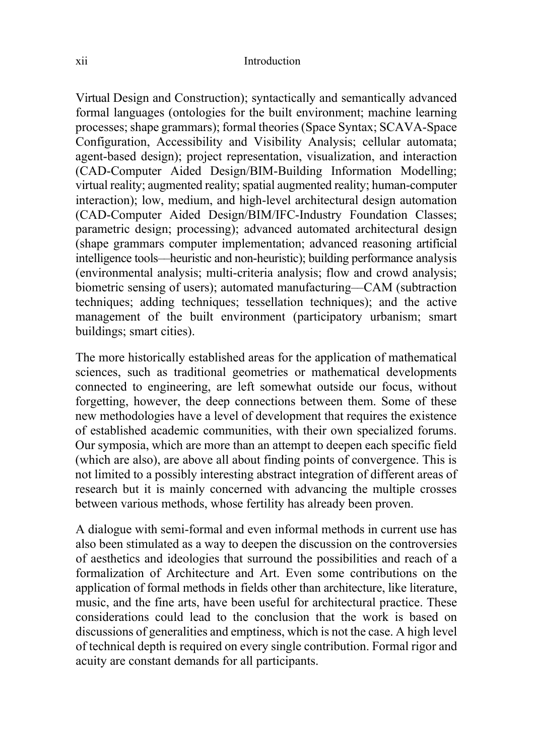Virtual Design and Construction); syntactically and semantically advanced formal languages (ontologies for the built environment; machine learning processes; shape grammars); formal theories (Space Syntax; SCAVA-Space Configuration, Accessibility and Visibility Analysis; cellular automata; agent-based design); project representation, visualization, and interaction (CAD-Computer Aided Design/BIM-Building Information Modelling; virtual reality; augmented reality; spatial augmented reality; human-computer interaction); low, medium, and high-level architectural design automation (CAD-Computer Aided Design/BIM/IFC-Industry Foundation Classes; parametric design; processing); advanced automated architectural design (shape grammars computer implementation; advanced reasoning artificial intelligence tools—heuristic and non-heuristic); building performance analysis (environmental analysis; multi-criteria analysis; flow and crowd analysis; biometric sensing of users); automated manufacturing—CAM (subtraction techniques; adding techniques; tessellation techniques); and the active management of the built environment (participatory urbanism; smart buildings; smart cities).

The more historically established areas for the application of mathematical sciences, such as traditional geometries or mathematical developments connected to engineering, are left somewhat outside our focus, without forgetting, however, the deep connections between them. Some of these new methodologies have a level of development that requires the existence of established academic communities, with their own specialized forums. Our symposia, which are more than an attempt to deepen each specific field (which are also), are above all about finding points of convergence. This is not limited to a possibly interesting abstract integration of different areas of research but it is mainly concerned with advancing the multiple crosses between various methods, whose fertility has already been proven.

A dialogue with semi-formal and even informal methods in current use has also been stimulated as a way to deepen the discussion on the controversies of aesthetics and ideologies that surround the possibilities and reach of a formalization of Architecture and Art. Even some contributions on the application of formal methods in fields other than architecture, like literature, music, and the fine arts, have been useful for architectural practice. These considerations could lead to the conclusion that the work is based on discussions of generalities and emptiness, which is not the case. A high level of technical depth is required on every single contribution. Formal rigor and acuity are constant demands for all participants.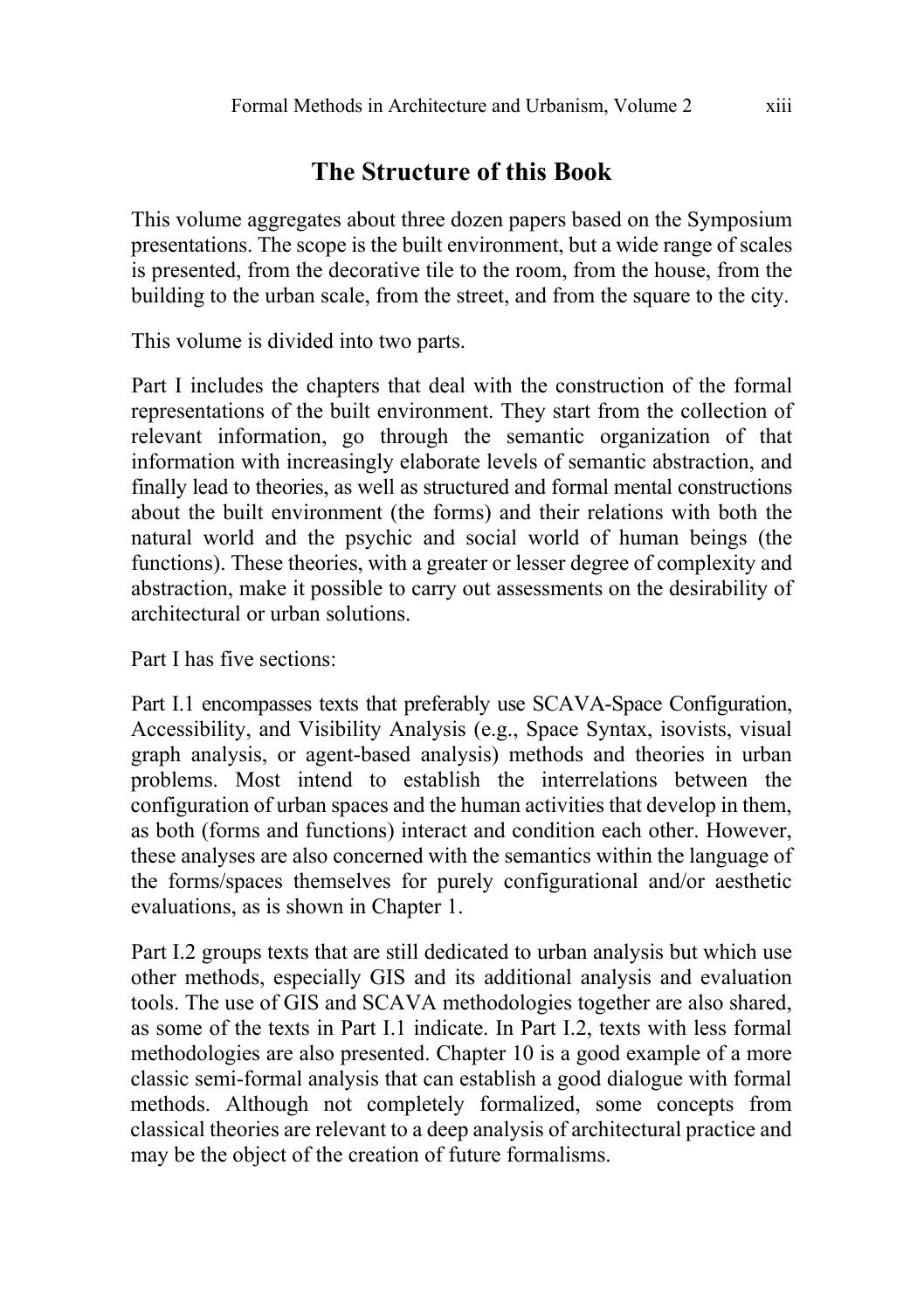## The Structure of this Book

This volume aggregates about three dozen papers based on the Symposium presentations. The scope is the built environment, but a wide range of scales is presented, from the decorative tile to the room, from the house, from the building to the urban scale, from the street, and from the square to the city.

This volume is divided into two parts.

Part I includes the chapters that deal with the construction of the formal representations of the built environment. They start from the collection of relevant information, go through the semantic organization of that information with increasingly elaborate levels of semantic abstraction, and finally lead to theories, as well as structured and formal mental constructions about the built environment (the forms) and their relations with both the natural world and the psychic and social world of human beings (the functions). These theories, with a greater or lesser degree of complexity and abstraction, make it possible to carry out assessments on the desirability of architectural or urban solutions.

Part I has five sections:

Part I.1 encompasses texts that preferably use SCAVA-Space Configuration, Accessibility, and Visibility Analysis (e.g., Space Syntax, isovists, visual graph analysis, or agent-based analysis) methods and theories in urban problems. Most intend to establish the interrelations between the configuration of urban spaces and the human activities that develop in them, as both (forms and functions) interact and condition each other. However, these analyses are also concerned with the semantics within the language of the forms/spaces themselves for purely configurational and/or aesthetic evaluations, as is shown in Chapter 1.

Part I.2 groups texts that are still dedicated to urban analysis but which use other methods, especially GIS and its additional analysis and evaluation tools. The use of GIS and SCAVA methodologies together are also shared, as some of the texts in Part I.1 indicate. In Part I.2, texts with less formal methodologies are also presented. Chapter 10 is a good example of a more classic semi-formal analysis that can establish a good dialogue with formal methods. Although not completely formalized, some concepts from classical theories are relevant to a deep analysis of architectural practice and may be the object of the creation of future formalisms.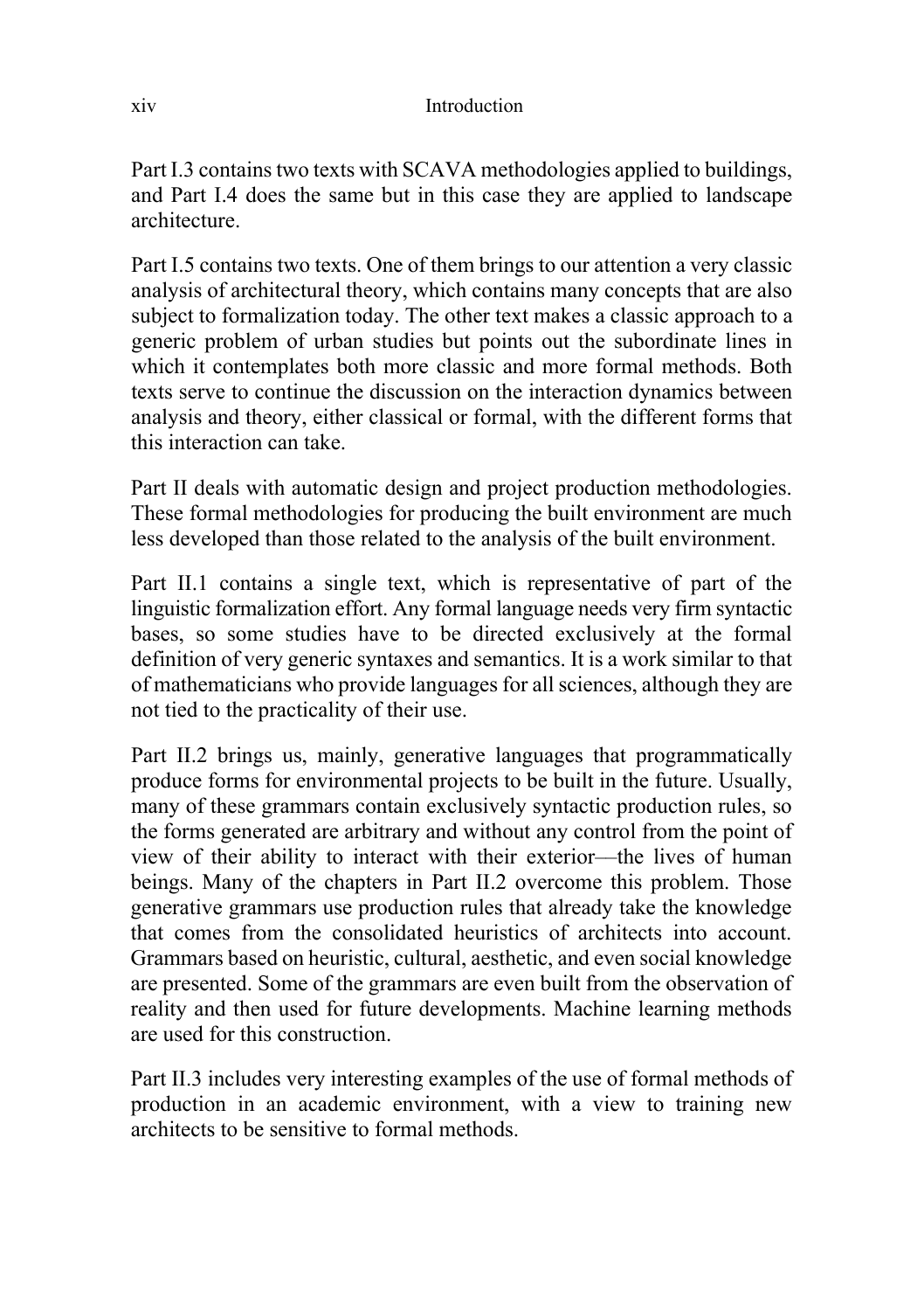Part I.3 contains two texts with SCAVA methodologies applied to buildings, and Part I.4 does the same but in this case they are applied to landscape architecture.

Part I.5 contains two texts. One of them brings to our attention a very classic analysis of architectural theory, which contains many concepts that are also subject to formalization today. The other text makes a classic approach to a generic problem of urban studies but points out the subordinate lines in which it contemplates both more classic and more formal methods. Both texts serve to continue the discussion on the interaction dynamics between analysis and theory, either classical or formal, with the different forms that this interaction can take.

Part II deals with automatic design and project production methodologies. These formal methodologies for producing the built environment are much less developed than those related to the analysis of the built environment.

Part II.1 contains a single text, which is representative of part of the linguistic formalization effort. Any formal language needs very firm syntactic bases, so some studies have to be directed exclusively at the formal definition of very generic syntaxes and semantics. It is a work similar to that of mathematicians who provide languages for all sciences, although they are not tied to the practicality of their use.

Part II.2 brings us, mainly, generative languages that programmatically produce forms for environmental projects to be built in the future. Usually, many of these grammars contain exclusively syntactic production rules, so the forms generated are arbitrary and without any control from the point of view of their ability to interact with their exterior—the lives of human beings. Many of the chapters in Part II.2 overcome this problem. Those generative grammars use production rules that already take the knowledge that comes from the consolidated heuristics of architects into account. Grammars based on heuristic, cultural, aesthetic, and even social knowledge are presented. Some of the grammars are even built from the observation of reality and then used for future developments. Machine learning methods are used for this construction.

Part II.3 includes very interesting examples of the use of formal methods of production in an academic environment, with a view to training new architects to be sensitive to formal methods.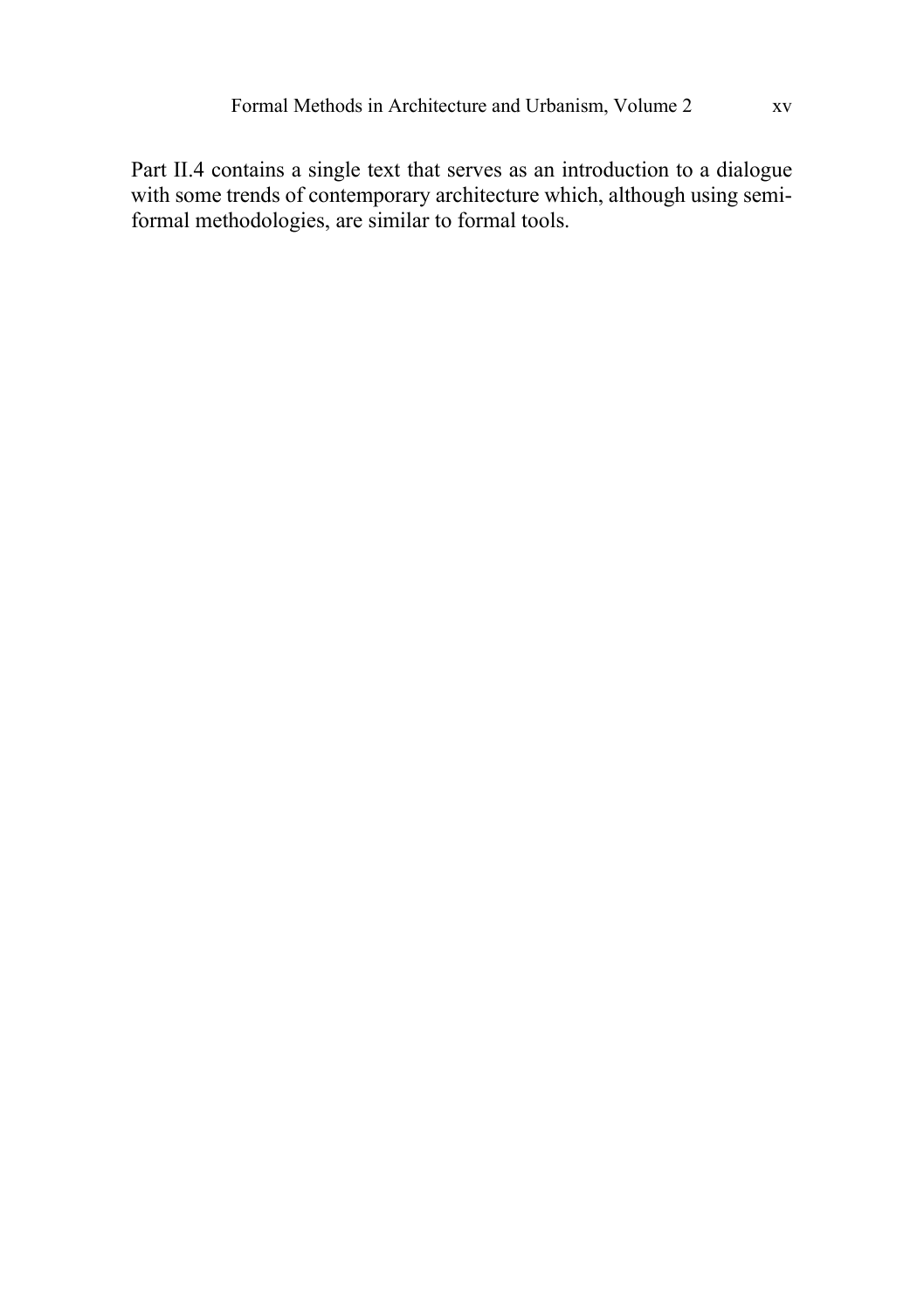Part II.4 contains a single text that serves as an introduction to a dialogue with some trends of contemporary architecture which, although using semi-formal methodologies, are similar to formal tools.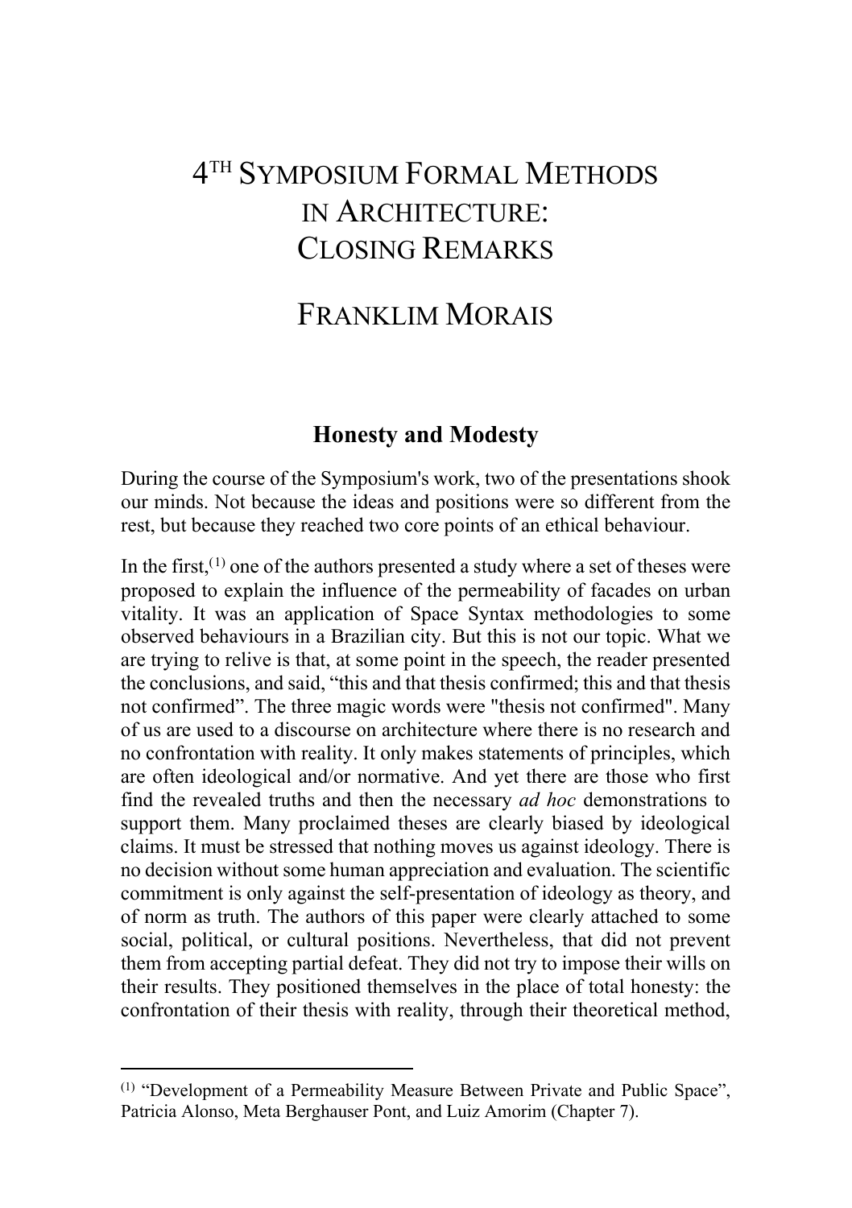# 4TH SYMPOSIUM FORMAL METHODS IN ARCHITECTURE: CLOSING REMARKS

## FRANKLIM MORAIS

### Honesty and Modesty

During the course of the Symposium's work, two of the presentations shook our minds. Not because the ideas and positions were so different from the rest, but because they reached two core points of an ethical behaviour.

In the first,[1] one of the authors presented a study where a set of theses were proposed to explain the influence of the permeability of facades on urban vitality. It was an application of Space Syntax methodologies to some observed behaviours in a Brazilian city. But this is not our topic. What we are trying to relive is that, at some point in the speech, the reader presented the conclusions, and said, "this and that thesis confirmed; this and that thesis not confirmed". The three magic words were "thesis not confirmed". Many of us are used to a discourse on architecture where there is no research and no confrontation with reality. It only makes statements of principles, which are often ideological and/or normative. And yet there are those who first find the revealed truths and then the necessary *ad hoc* demonstrations to support them. Many proclaimed theses are clearly biased by ideological claims. It must be stressed that nothing moves us against ideology. There is no decision without some human appreciation and evaluation. The scientific commitment is only against the self-presentation of ideology as theory, and of norm as truth. The authors of this paper were clearly attached to some social, political, or cultural positions. Nevertheless, that did not prevent them from accepting partial defeat. They did not try to impose their wills on their results. They positioned themselves in the place of total honesty: the confrontation of their thesis with reality, through their theoretical method,

---

[1] "Development of a Permeability Measure Between Private and Public Space", Patricia Alonso, Meta Berghauser Pont, and Luiz Amorim (Chapter 7).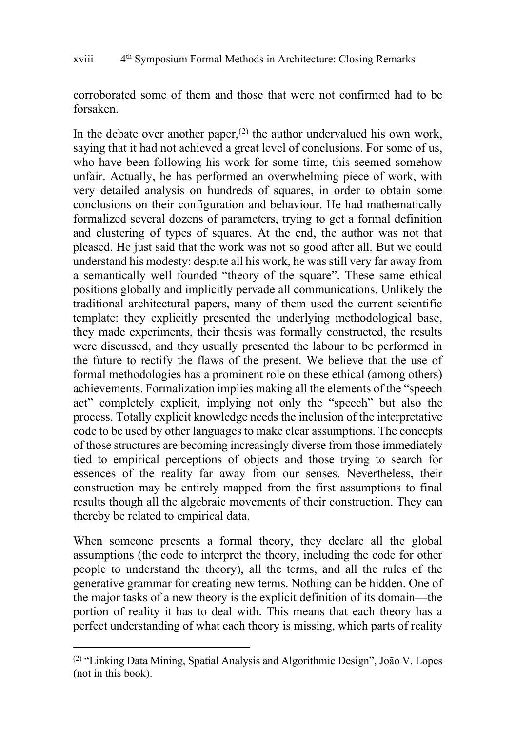corroborated some of them and those that were not confirmed had to be forsaken.

In the debate over another paper,[(2)] the author undervalued his own work, saying that it had not achieved a great level of conclusions. For some of us, who have been following his work for some time, this seemed somehow unfair. Actually, he has performed an overwhelming piece of work, with very detailed analysis on hundreds of squares, in order to obtain some conclusions on their configuration and behaviour. He had mathematically formalized several dozens of parameters, trying to get a formal definition and clustering of types of squares. At the end, the author was not that pleased. He just said that the work was not so good after all. But we could understand his modesty: despite all his work, he was still very far away from a semantically well founded "theory of the square". These same ethical positions globally and implicitly pervade all communications. Unlikely the traditional architectural papers, many of them used the current scientific template: they explicitly presented the underlying methodological base, they made experiments, their thesis was formally constructed, the results were discussed, and they usually presented the labour to be performed in the future to rectify the flaws of the present. We believe that the use of formal methodologies has a prominent role on these ethical (among others) achievements. Formalization implies making all the elements of the "speech act" completely explicit, implying not only the "speech" but also the process. Totally explicit knowledge needs the inclusion of the interpretative code to be used by other languages to make clear assumptions. The concepts of those structures are becoming increasingly diverse from those immediately tied to empirical perceptions of objects and those trying to search for essences of the reality far away from our senses. Nevertheless, their construction may be entirely mapped from the first assumptions to final results though all the algebraic movements of their construction. They can thereby be related to empirical data.

When someone presents a formal theory, they declare all the global assumptions (the code to interpret the theory, including the code for other people to understand the theory), all the terms, and all the rules of the generative grammar for creating new terms. Nothing can be hidden. One of the major tasks of a new theory is the explicit definition of its domain—the portion of reality it has to deal with. This means that each theory has a perfect understanding of what each theory is missing, which parts of reality

---

[(2)] "Linking Data Mining, Spatial Analysis and Algorithmic Design", João V. Lopes (not in this book).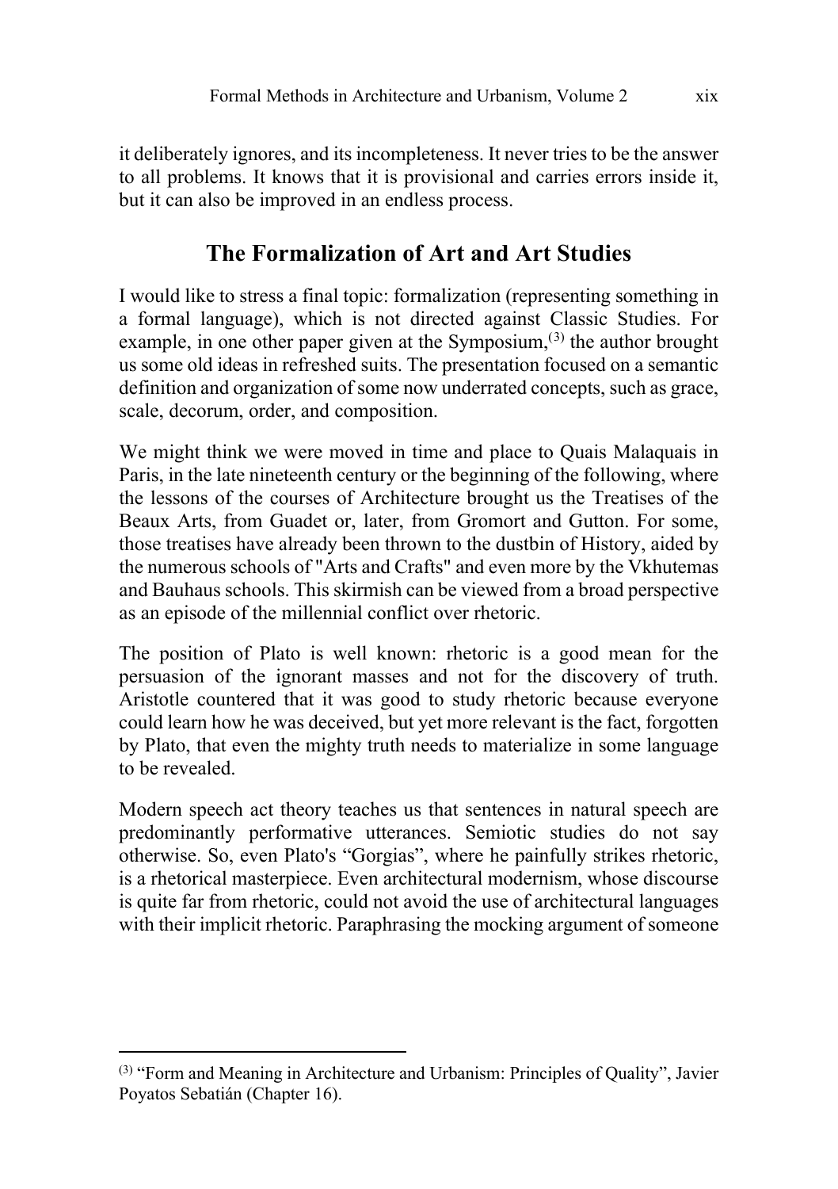it deliberately ignores, and its incompleteness. It never tries to be the answer to all problems. It knows that it is provisional and carries errors inside it, but it can also be improved in an endless process.

## The Formalization of Art and Art Studies

I would like to stress a final topic: formalization (representing something in a formal language), which is not directed against Classic Studies. For example, in one other paper given at the Symposium,[3] the author brought us some old ideas in refreshed suits. The presentation focused on a semantic definition and organization of some now underrated concepts, such as grace, scale, decorum, order, and composition.

We might think we were moved in time and place to Quais Malaquais in Paris, in the late nineteenth century or the beginning of the following, where the lessons of the courses of Architecture brought us the Treatises of the Beaux Arts, from Guadet or, later, from Gromort and Gutton. For some, those treatises have already been thrown to the dustbin of History, aided by the numerous schools of "Arts and Crafts" and even more by the Vkhutemas and Bauhaus schools. This skirmish can be viewed from a broad perspective as an episode of the millennial conflict over rhetoric.

The position of Plato is well known: rhetoric is a good mean for the persuasion of the ignorant masses and not for the discovery of truth. Aristotle countered that it was good to study rhetoric because everyone could learn how he was deceived, but yet more relevant is the fact, forgotten by Plato, that even the mighty truth needs to materialize in some language to be revealed.

Modern speech act theory teaches us that sentences in natural speech are predominantly performative utterances. Semiotic studies do not say otherwise. So, even Plato's “Gorgias”, where he painfully strikes rhetoric, is a rhetorical masterpiece. Even architectural modernism, whose discourse is quite far from rhetoric, could not avoid the use of architectural languages with their implicit rhetoric. Paraphrasing the mocking argument of someone

---

[3] “Form and Meaning in Architecture and Urbanism: Principles of Quality”, Javier Poyatos Sebatián (Chapter 16).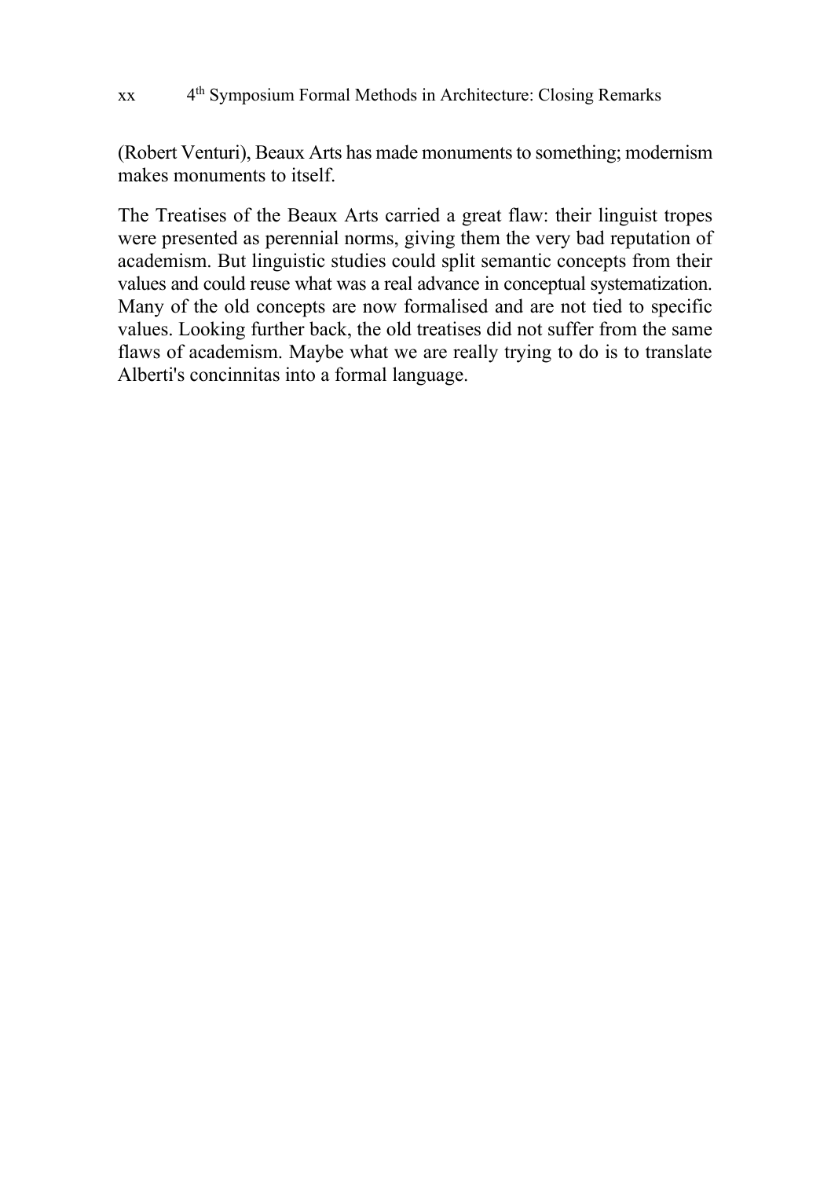(Robert Venturi), Beaux Arts has made monuments to something; modernism makes monuments to itself.

The Treatises of the Beaux Arts carried a great flaw: their linguist tropes were presented as perennial norms, giving them the very bad reputation of academism. But linguistic studies could split semantic concepts from their values and could reuse what was a real advance in conceptual systematization. Many of the old concepts are now formalised and are not tied to specific values. Looking further back, the old treatises did not suffer from the same flaws of academism. Maybe what we are really trying to do is to translate Alberti's concinnitas into a formal language.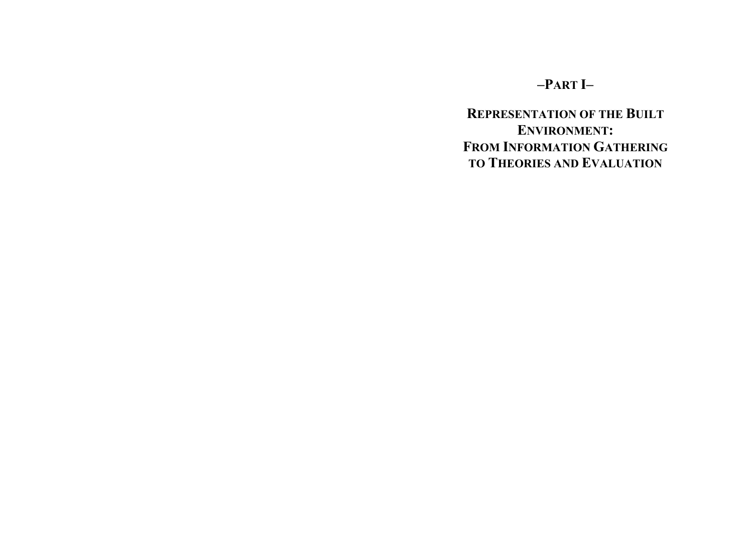# –PART I–

## REPRESENTATION OF THE BUILT ENVIRONMENT: FROM INFORMATION GATHERING TO THEORIES AND EVALUATION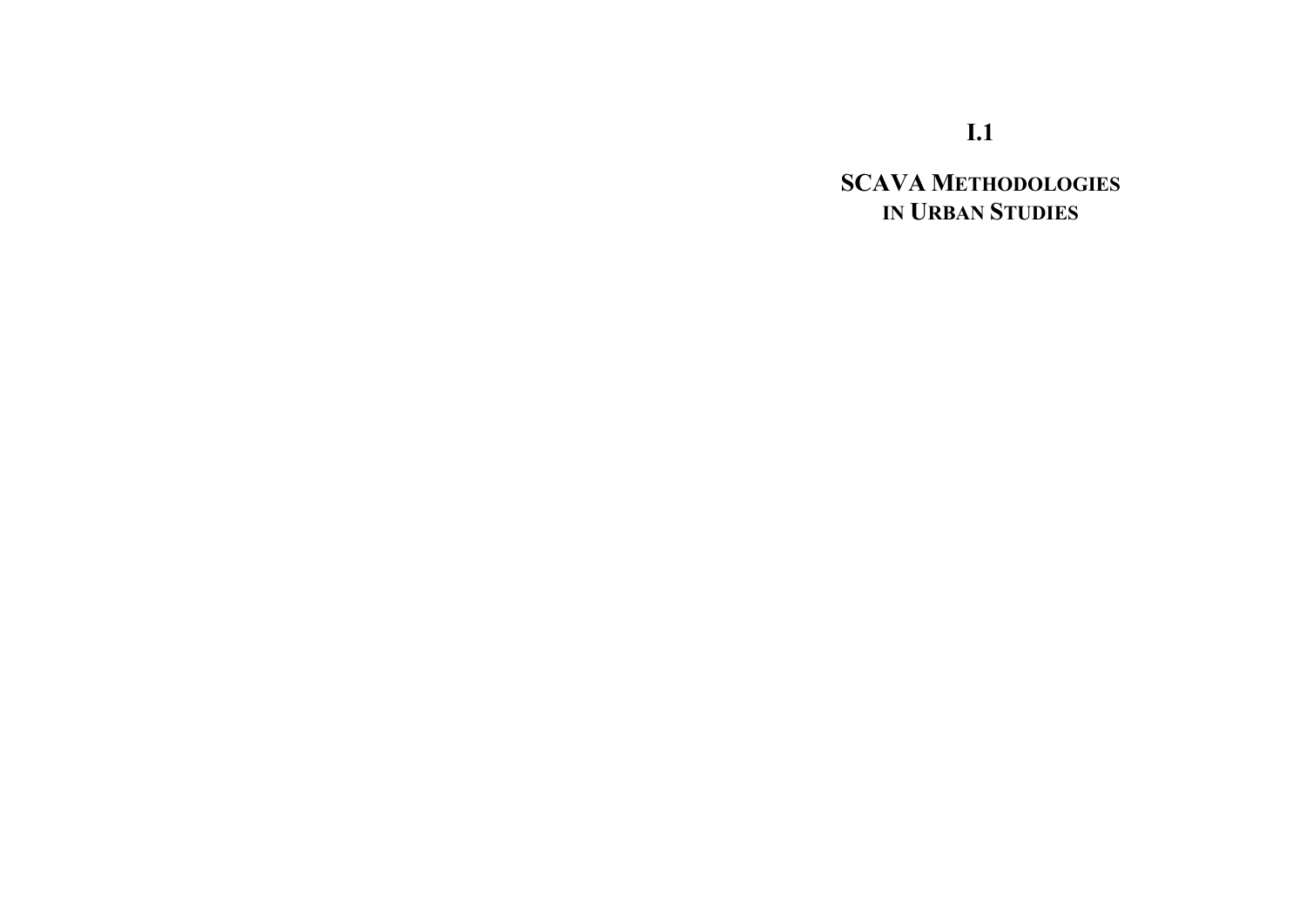# I.1

# SCAVA METHODOLOGIES IN URBAN STUDIES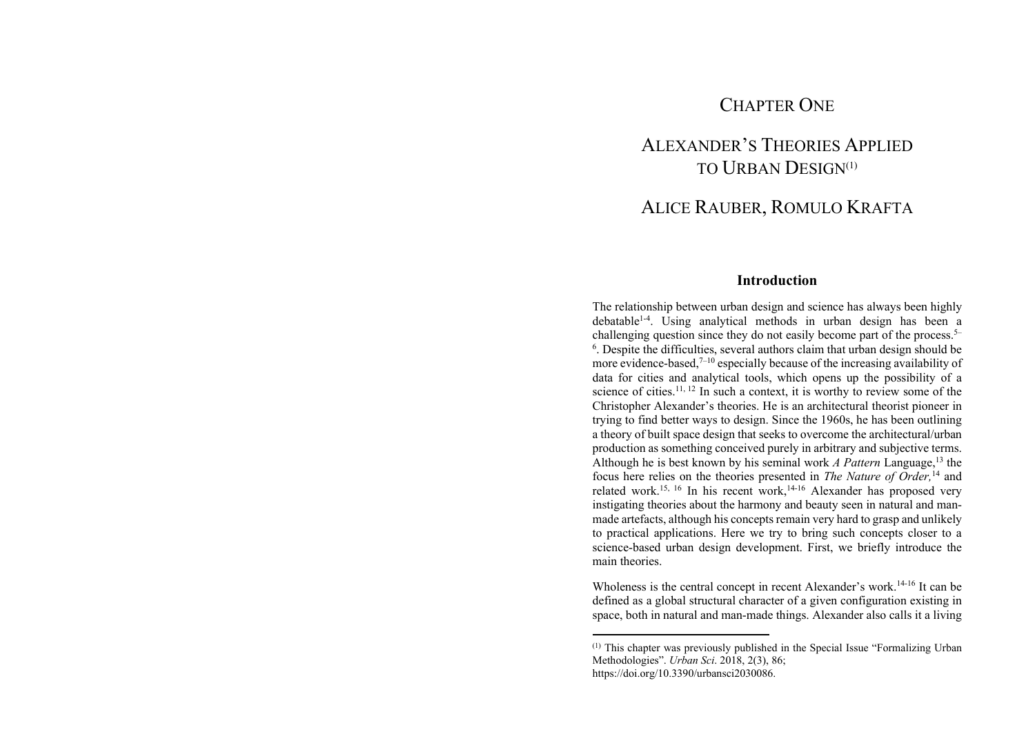# CHAPTER ONE

# ALEXANDER'S THEORIES APPLIED TO URBAN DESIGN[(1)]

## ALICE RAUBER, ROMULO KRAFTA

### Introduction

The relationship between urban design and science has always been highly debatable[1-4]. Using analytical methods in urban design has been a challenging question since they do not easily become part of the process.[5–6]. Despite the difficulties, several authors claim that urban design should be more evidence-based,[7–10] especially because of the increasing availability of data for cities and analytical tools, which opens up the possibility of a science of cities.[11, 12] In such a context, it is worthy to review some of the Christopher Alexander's theories. He is an architectural theorist pioneer in trying to find better ways to design. Since the 1960s, he has been outlining a theory of built space design that seeks to overcome the architectural/urban production as something conceived purely in arbitrary and subjective terms. Although he is best known by his seminal work *A Pattern* Language,[13] the focus here relies on the theories presented in *The Nature of Order,*[14] and related work.[15, 16] In his recent work,[14-16] Alexander has proposed very instigating theories about the harmony and beauty seen in natural and man-made artefacts, although his concepts remain very hard to grasp and unlikely to practical applications. Here we try to bring such concepts closer to a science-based urban design development. First, we briefly introduce the main theories.

Wholeness is the central concept in recent Alexander's work.[14-16] It can be defined as a global structural character of a given configuration existing in space, both in natural and man-made things. Alexander also calls it a living

---

(1) This chapter was previously published in the Special Issue "Formalizing Urban Methodologies". *Urban Sci*. 2018, 2(3), 86; https://doi.org/10.3390/urbansci2030086.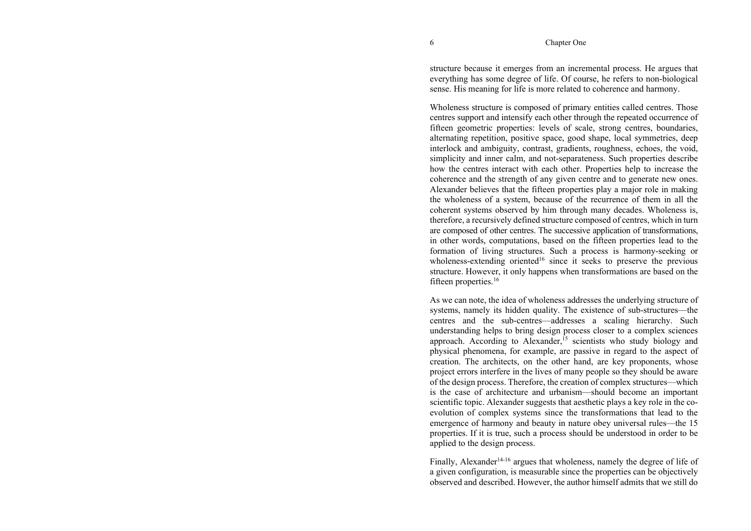structure because it emerges from an incremental process. He argues that everything has some degree of life. Of course, he refers to non-biological sense. His meaning for life is more related to coherence and harmony.

Wholeness structure is composed of primary entities called centres. Those centres support and intensify each other through the repeated occurrence of fifteen geometric properties: levels of scale, strong centres, boundaries, alternating repetition, positive space, good shape, local symmetries, deep interlock and ambiguity, contrast, gradients, roughness, echoes, the void, simplicity and inner calm, and not-separateness. Such properties describe how the centres interact with each other. Properties help to increase the coherence and the strength of any given centre and to generate new ones. Alexander believes that the fifteen properties play a major role in making the wholeness of a system, because of the recurrence of them in all the coherent systems observed by him through many decades. Wholeness is, therefore, a recursively defined structure composed of centres, which in turn are composed of other centres. The successive application of transformations, in other words, computations, based on the fifteen properties lead to the formation of living structures. Such a process is harmony-seeking or wholeness-extending oriented[16] since it seeks to preserve the previous structure. However, it only happens when transformations are based on the fifteen properties.[16]

As we can note, the idea of wholeness addresses the underlying structure of systems, namely its hidden quality. The existence of sub-structures—the centres and the sub-centres—addresses a scaling hierarchy. Such understanding helps to bring design process closer to a complex sciences approach. According to Alexander,[15] scientists who study biology and physical phenomena, for example, are passive in regard to the aspect of creation. The architects, on the other hand, are key proponents, whose project errors interfere in the lives of many people so they should be aware of the design process. Therefore, the creation of complex structures—which is the case of architecture and urbanism—should become an important scientific topic. Alexander suggests that aesthetic plays a key role in the co-evolution of complex systems since the transformations that lead to the emergence of harmony and beauty in nature obey universal rules—the 15 properties. If it is true, such a process should be understood in order to be applied to the design process.

Finally, Alexander[14-16] argues that wholeness, namely the degree of life of a given configuration, is measurable since the properties can be objectively observed and described. However, the author himself admits that we still do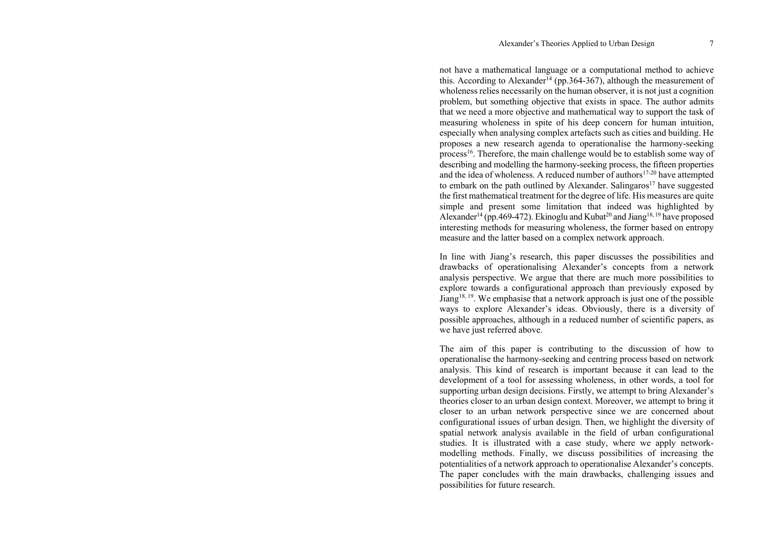not have a mathematical language or a computational method to achieve this. According to Alexander[14] (pp.364-367), although the measurement of wholeness relies necessarily on the human observer, it is not just a cognition problem, but something objective that exists in space. The author admits that we need a more objective and mathematical way to support the task of measuring wholeness in spite of his deep concern for human intuition, especially when analysing complex artefacts such as cities and building. He proposes a new research agenda to operationalise the harmony-seeking process[16]. Therefore, the main challenge would be to establish some way of describing and modelling the harmony-seeking process, the fifteen properties and the idea of wholeness. A reduced number of authors[17-20] have attempted to embark on the path outlined by Alexander. Salingaros[17] have suggested the first mathematical treatment for the degree of life. His measures are quite simple and present some limitation that indeed was highlighted by Alexander[14] (pp.469-472). Ekinoglu and Kubat[20] and Jiang[18, 19] have proposed interesting methods for measuring wholeness, the former based on entropy measure and the latter based on a complex network approach.

In line with Jiang's research, this paper discusses the possibilities and drawbacks of operationalising Alexander's concepts from a network analysis perspective. We argue that there are much more possibilities to explore towards a configurational approach than previously exposed by Jiang[18, 19]. We emphasise that a network approach is just one of the possible ways to explore Alexander's ideas. Obviously, there is a diversity of possible approaches, although in a reduced number of scientific papers, as we have just referred above.

The aim of this paper is contributing to the discussion of how to operationalise the harmony-seeking and centring process based on network analysis. This kind of research is important because it can lead to the development of a tool for assessing wholeness, in other words, a tool for supporting urban design decisions. Firstly, we attempt to bring Alexander's theories closer to an urban design context. Moreover, we attempt to bring it closer to an urban network perspective since we are concerned about configurational issues of urban design. Then, we highlight the diversity of spatial network analysis available in the field of urban configurational studies. It is illustrated with a case study, where we apply network-modelling methods. Finally, we discuss possibilities of increasing the potentialities of a network approach to operationalise Alexander's concepts. The paper concludes with the main drawbacks, challenging issues and possibilities for future research.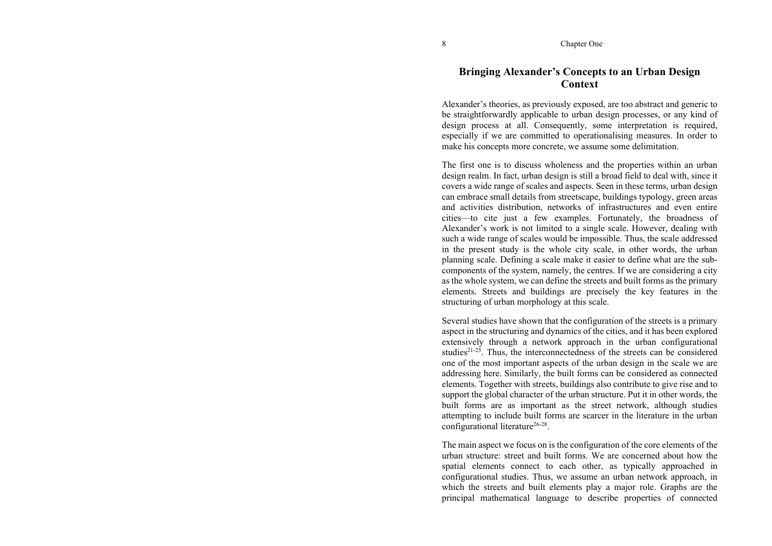## Bringing Alexander's Concepts to an Urban Design Context

Alexander's theories, as previously exposed, are too abstract and generic to be straightforwardly applicable to urban design processes, or any kind of design process at all. Consequently, some interpretation is required, especially if we are committed to operationalising measures. In order to make his concepts more concrete, we assume some delimitation.

The first one is to discuss wholeness and the properties within an urban design realm. In fact, urban design is still a broad field to deal with, since it covers a wide range of scales and aspects. Seen in these terms, urban design can embrace small details from streetscape, buildings typology, green areas and activities distribution, networks of infrastructures and even entire cities—to cite just a few examples. Fortunately, the broadness of Alexander's work is not limited to a single scale. However, dealing with such a wide range of scales would be impossible. Thus, the scale addressed in the present study is the whole city scale, in other words, the urban planning scale. Defining a scale make it easier to define what are the sub-components of the system, namely, the centres. If we are considering a city as the whole system, we can define the streets and built forms as the primary elements. Streets and buildings are precisely the key features in the structuring of urban morphology at this scale.

Several studies have shown that the configuration of the streets is a primary aspect in the structuring and dynamics of the cities, and it has been explored extensively through a network approach in the urban configurational studies[21-25]. Thus, the interconnectedness of the streets can be considered one of the most important aspects of the urban design in the scale we are addressing here. Similarly, the built forms can be considered as connected elements. Together with streets, buildings also contribute to give rise and to support the global character of the urban structure. Put it in other words, the built forms are as important as the street network, although studies attempting to include built forms are scarcer in the literature in the urban configurational literature[26-28].

The main aspect we focus on is the configuration of the core elements of the urban structure: street and built forms. We are concerned about how the spatial elements connect to each other, as typically approached in configurational studies. Thus, we assume an urban network approach, in which the streets and built elements play a major role. Graphs are the principal mathematical language to describe properties of connected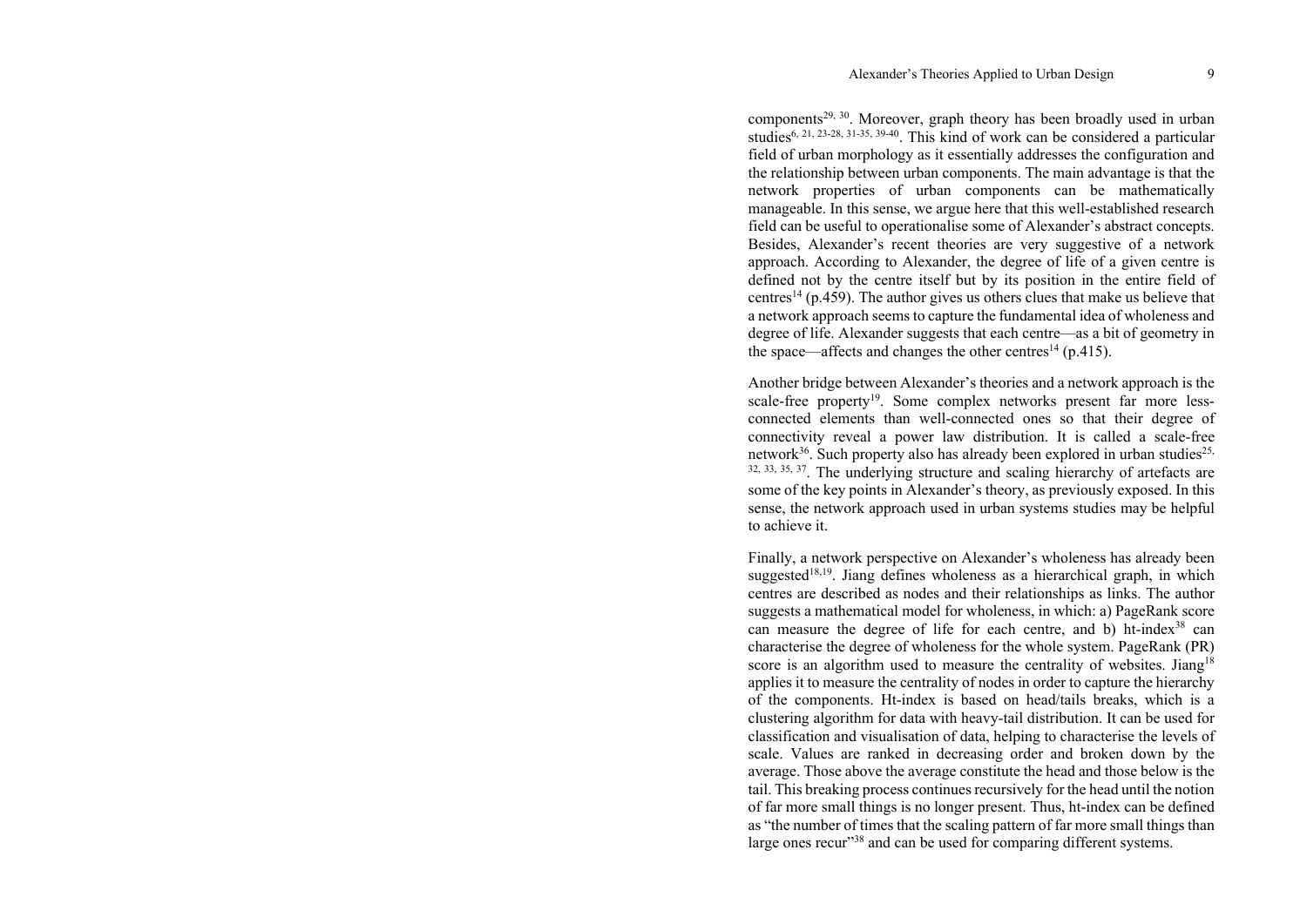components[29, 30]. Moreover, graph theory has been broadly used in urban studies[6, 21, 23-28, 31-35, 39-40]. This kind of work can be considered a particular field of urban morphology as it essentially addresses the configuration and the relationship between urban components. The main advantage is that the network properties of urban components can be mathematically manageable. In this sense, we argue here that this well-established research field can be useful to operationalise some of Alexander's abstract concepts. Besides, Alexander's recent theories are very suggestive of a network approach. According to Alexander, the degree of life of a given centre is defined not by the centre itself but by its position in the entire field of centres[14] (p.459). The author gives us others clues that make us believe that a network approach seems to capture the fundamental idea of wholeness and degree of life. Alexander suggests that each centre—as a bit of geometry in the space—affects and changes the other centres[14] (p.415).

Another bridge between Alexander's theories and a network approach is the scale-free property[19]. Some complex networks present far more less-connected elements than well-connected ones so that their degree of connectivity reveal a power law distribution. It is called a scale-free network[36]. Such property also has already been explored in urban studies[25, 32, 33, 35, 37]. The underlying structure and scaling hierarchy of artefacts are some of the key points in Alexander's theory, as previously exposed. In this sense, the network approach used in urban systems studies may be helpful to achieve it.

Finally, a network perspective on Alexander's wholeness has already been suggested[18,19]. Jiang defines wholeness as a hierarchical graph, in which centres are described as nodes and their relationships as links. The author suggests a mathematical model for wholeness, in which: a) PageRank score can measure the degree of life for each centre, and b) ht-index[38] can characterise the degree of wholeness for the whole system. PageRank (PR) score is an algorithm used to measure the centrality of websites. Jiang[18] applies it to measure the centrality of nodes in order to capture the hierarchy of the components. Ht-index is based on head/tails breaks, which is a clustering algorithm for data with heavy-tail distribution. It can be used for classification and visualisation of data, helping to characterise the levels of scale. Values are ranked in decreasing order and broken down by the average. Those above the average constitute the head and those below is the tail. This breaking process continues recursively for the head until the notion of far more small things is no longer present. Thus, ht-index can be defined as "the number of times that the scaling pattern of far more small things than large ones recur"[38] and can be used for comparing different systems.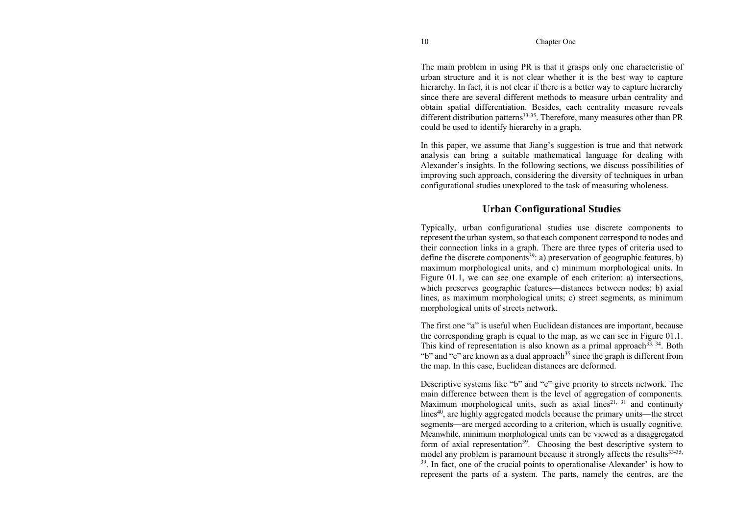The main problem in using PR is that it grasps only one characteristic of urban structure and it is not clear whether it is the best way to capture hierarchy. In fact, it is not clear if there is a better way to capture hierarchy since there are several different methods to measure urban centrality and obtain spatial differentiation. Besides, each centrality measure reveals different distribution patterns[33-35]. Therefore, many measures other than PR could be used to identify hierarchy in a graph.

In this paper, we assume that Jiang's suggestion is true and that network analysis can bring a suitable mathematical language for dealing with Alexander's insights. In the following sections, we discuss possibilities of improving such approach, considering the diversity of techniques in urban configurational studies unexplored to the task of measuring wholeness.

## Urban Configurational Studies

Typically, urban configurational studies use discrete components to represent the urban system, so that each component correspond to nodes and their connection links in a graph. There are three types of criteria used to define the discrete components[39]: a) preservation of geographic features, b) maximum morphological units, and c) minimum morphological units. In Figure 01.1, we can see one example of each criterion: a) intersections, which preserves geographic features—distances between nodes; b) axial lines, as maximum morphological units; c) street segments, as minimum morphological units of streets network.

The first one "a" is useful when Euclidean distances are important, because the corresponding graph is equal to the map, as we can see in Figure 01.1. This kind of representation is also known as a primal approach[33, 34]. Both "b" and "c" are known as a dual approach[35] since the graph is different from the map. In this case, Euclidean distances are deformed.

Descriptive systems like "b" and "c" give priority to streets network. The main difference between them is the level of aggregation of components. Maximum morphological units, such as axial lines[21, 31] and continuity lines[40], are highly aggregated models because the primary units—the street segments—are merged according to a criterion, which is usually cognitive. Meanwhile, minimum morphological units can be viewed as a disaggregated form of axial representation[39]. Choosing the best descriptive system to model any problem is paramount because it strongly affects the results[33-35, 39]. In fact, one of the crucial points to operationalise Alexander' is how to represent the parts of a system. The parts, namely the centres, are the